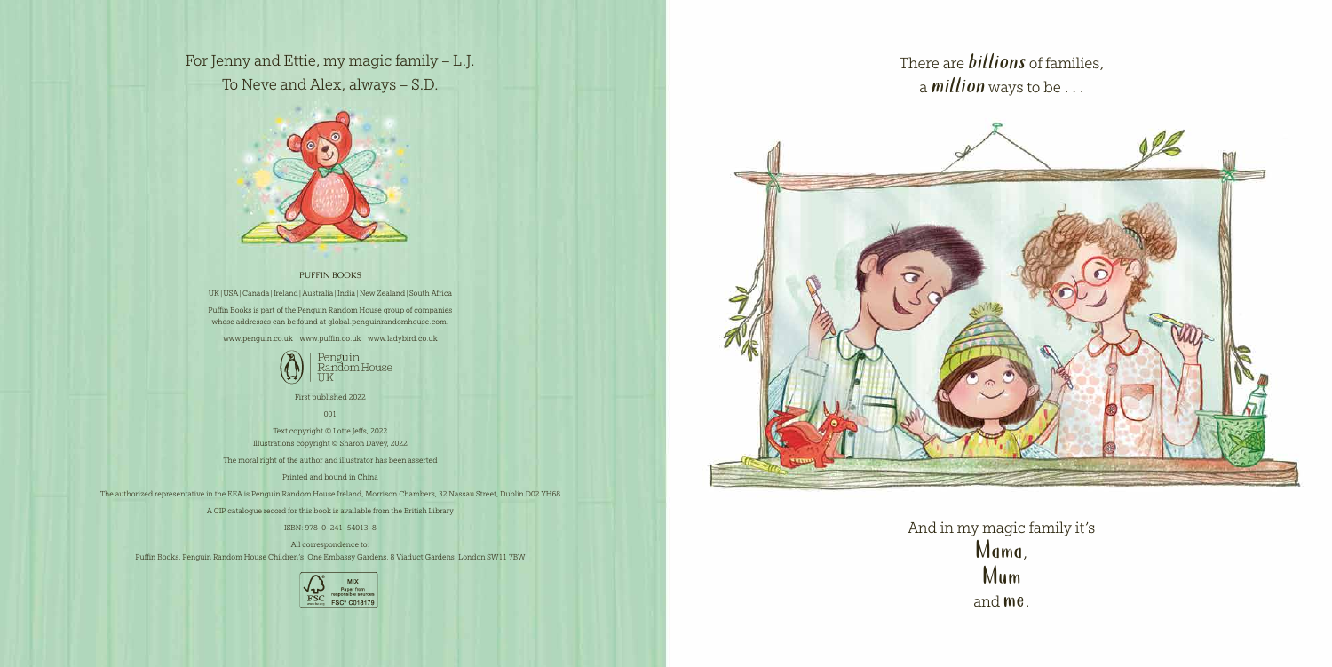For Jenny and Ettie, my magic family – L.J.

To Neve and Alex, always – S.D.

PUFFIN BOOKS

UK | USA | Canada | Ireland | Australia | India | New Zealand | South Africa

Puffin Books is part of the Penguin Random House group of companies whose addresses can be found at global.penguinrandomhouse.com.

www.penguin.co.uk www.puffin.co.uk www.ladybird.co.uk

Penguin Random House UK

First published 2022

001

Text copyright © Lotte Jeffs, 2022

Illustrations copyright © Sharon Davey, 2022

The moral right of the author and illustrator has been asserted

Printed and bound in China

The authorized representative in the EEA is Penguin Random House Ireland, Morrison Chambers, 32 Nassau Street, Dublin D02 YH68

A CIP catalogue record for this book is available from the British Library

ISBN: 978–0–241–54013–8

All correspondence to:

Puffin Books, Penguin Random House Children's, One Embassy Gardens, 8 Viaduct Gardens, London SW11 7BW

MIX Paper from responsible sources FSC® C018179

There are ***billions*** of families,

a ***million*** ways to be . . .

And in my magic family it's

**Mama,**

**Mum**

and **me**.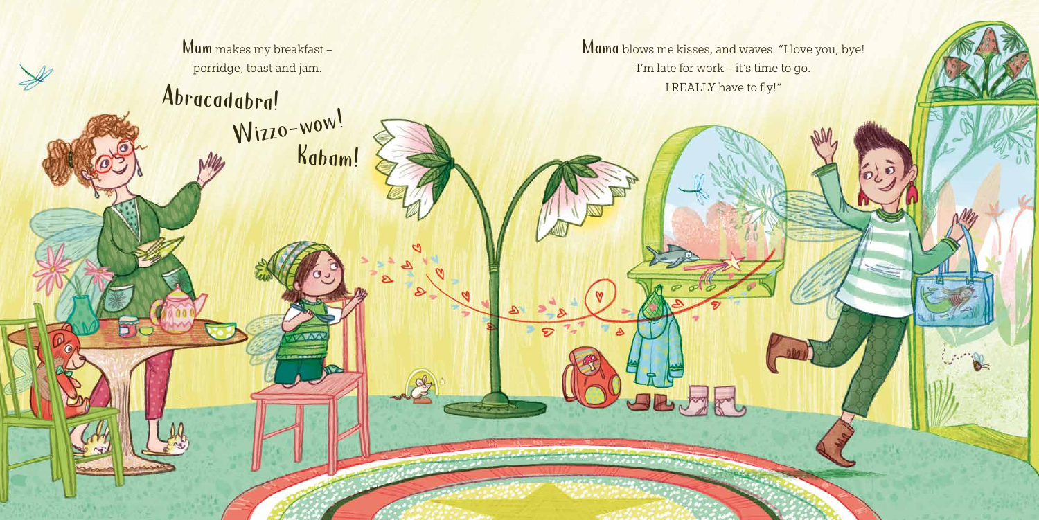**Mum** makes my breakfast –
porridge, toast and jam.

**Abracadabra!**
**Wizzo-wow!**
**Kabam!**

**Mama** blows me kisses, and waves. "I love you, bye!
I'm late for work – it's time to go.
I REALLY have to fly!"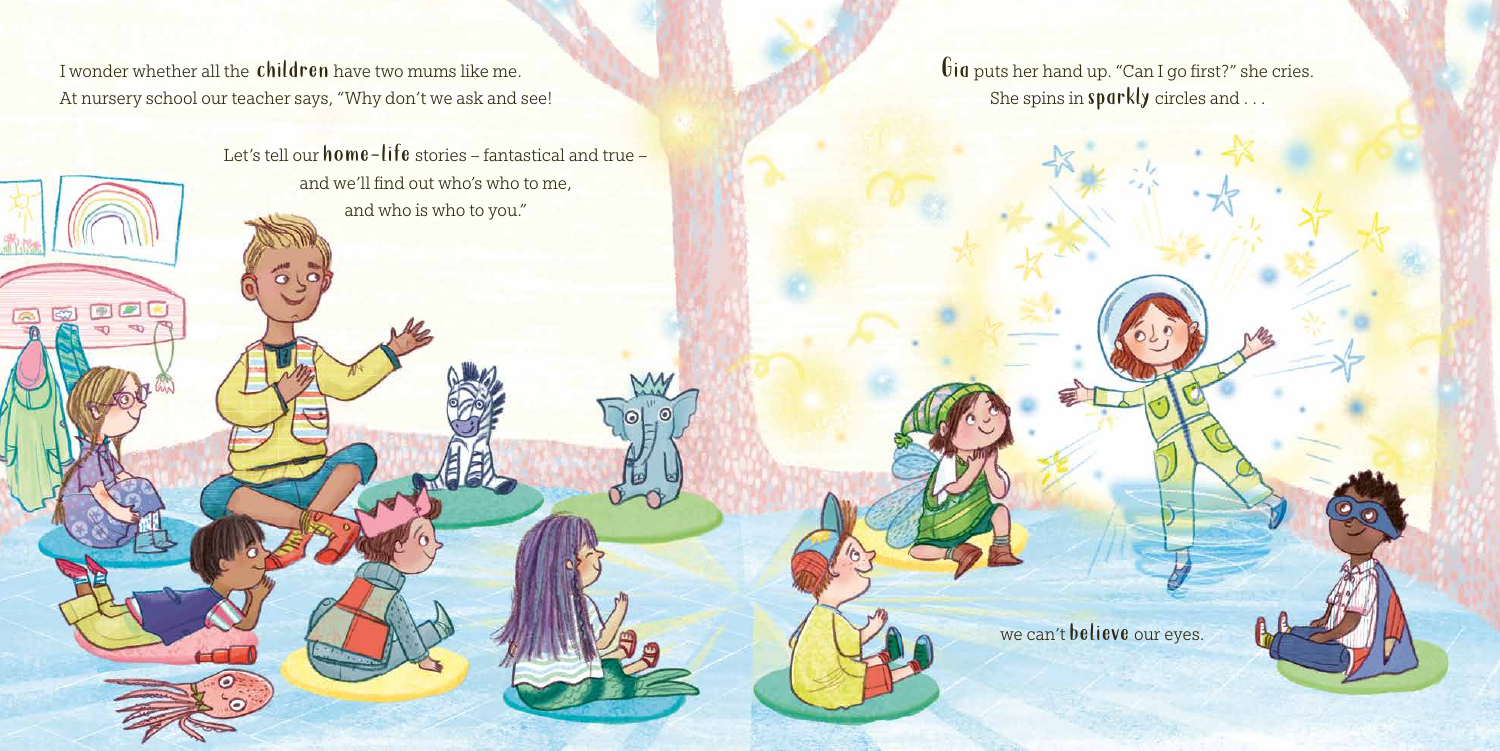I wonder whether all the children have two mums like me.
At nursery school our teacher says, "Why don't we ask and see!

Let's tell our home-life stories – fantastical and true –
and we'll find out who's who to me,
and who is who to you."

Gia puts her hand up. "Can I go first?" she cries.
She spins in sparkly circles and . . .

we can't believe our eyes.